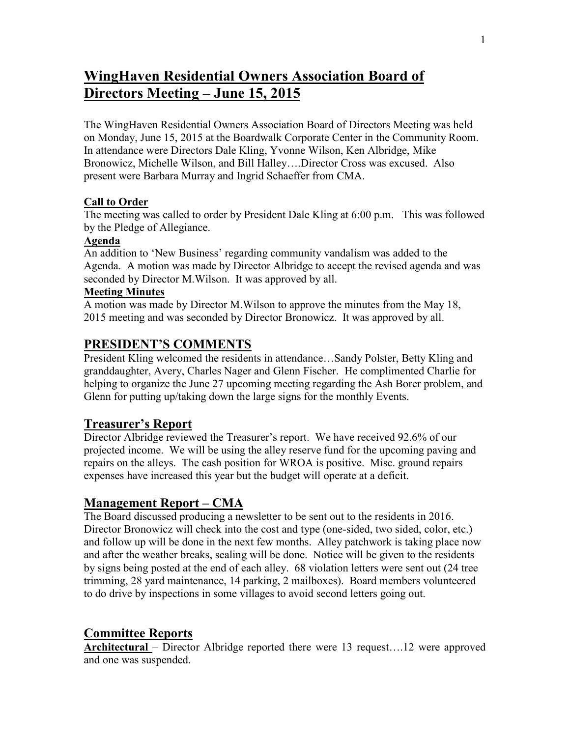# WingHaven Residential Owners Association Board of Directors Meeting – June 15, 2015

The WingHaven Residential Owners Association Board of Directors Meeting was held on Monday, June 15, 2015 at the Boardwalk Corporate Center in the Community Room. In attendance were Directors Dale Kling, Yvonne Wilson, Ken Albridge, Mike Bronowicz, Michelle Wilson, and Bill Halley….Director Cross was excused. Also present were Barbara Murray and Ingrid Schaeffer from CMA.

**Call to Order**

The meeting was called to order by President Dale Kling at 6:00 p.m. This was followed by the Pledge of Allegiance.

**Agenda**

An addition to 'New Business' regarding community vandalism was added to the Agenda. A motion was made by Director Albridge to accept the revised agenda and was seconded by Director M.Wilson. It was approved by all.

**Meeting Minutes**

A motion was made by Director M.Wilson to approve the minutes from the May 18, 2015 meeting and was seconded by Director Bronowicz. It was approved by all.

## PRESIDENT'S COMMENTS

President Kling welcomed the residents in attendance…Sandy Polster, Betty Kling and granddaughter, Avery, Charles Nager and Glenn Fischer. He complimented Charlie for helping to organize the June 27 upcoming meeting regarding the Ash Borer problem, and Glenn for putting up/taking down the large signs for the monthly Events.

## Treasurer's Report

Director Albridge reviewed the Treasurer's report. We have received 92.6% of our projected income. We will be using the alley reserve fund for the upcoming paving and repairs on the alleys. The cash position for WROA is positive. Misc. ground repairs expenses have increased this year but the budget will operate at a deficit.

## Management Report – CMA

The Board discussed producing a newsletter to be sent out to the residents in 2016. Director Bronowicz will check into the cost and type (one-sided, two sided, color, etc.) and follow up will be done in the next few months. Alley patchwork is taking place now and after the weather breaks, sealing will be done. Notice will be given to the residents by signs being posted at the end of each alley. 68 violation letters were sent out (24 tree trimming, 28 yard maintenance, 14 parking, 2 mailboxes). Board members volunteered to do drive by inspections in some villages to avoid second letters going out.

## Committee Reports

**Architectural** – Director Albridge reported there were 13 request….12 were approved and one was suspended.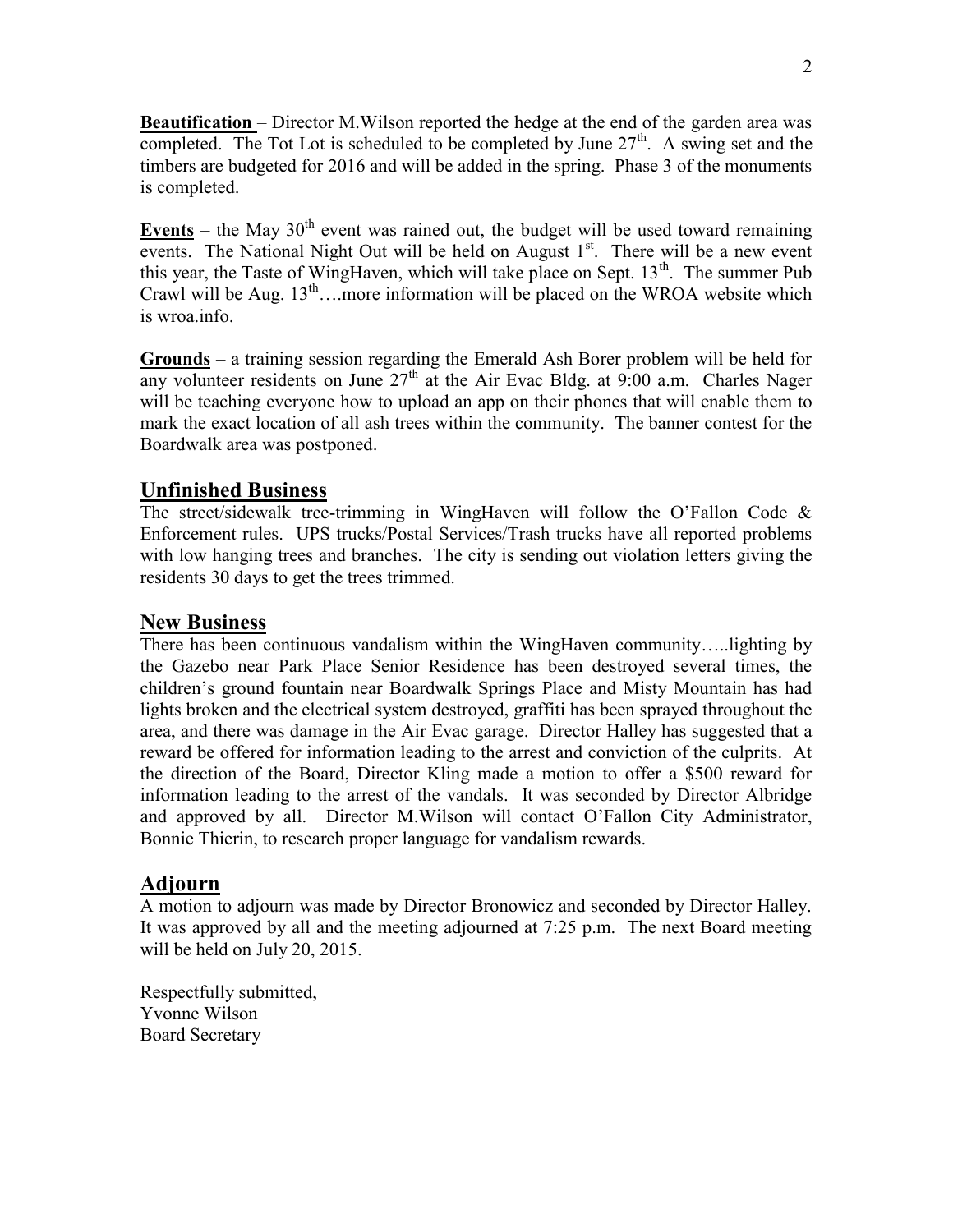**Beautification** – Director M.Wilson reported the hedge at the end of the garden area was completed. The Tot Lot is scheduled to be completed by June 27th. A swing set and the timbers are budgeted for 2016 and will be added in the spring. Phase 3 of the monuments is completed.

**Events** – the May 30th event was rained out, the budget will be used toward remaining events. The National Night Out will be held on August 1st. There will be a new event this year, the Taste of WingHaven, which will take place on Sept. 13th. The summer Pub Crawl will be Aug. 13th….more information will be placed on the WROA website which is wroa.info.

**Grounds** – a training session regarding the Emerald Ash Borer problem will be held for any volunteer residents on June 27th at the Air Evac Bldg. at 9:00 a.m. Charles Nager will be teaching everyone how to upload an app on their phones that will enable them to mark the exact location of all ash trees within the community. The banner contest for the Boardwalk area was postponed.

## Unfinished Business

The street/sidewalk tree-trimming in WingHaven will follow the O'Fallon Code & Enforcement rules. UPS trucks/Postal Services/Trash trucks have all reported problems with low hanging trees and branches. The city is sending out violation letters giving the residents 30 days to get the trees trimmed.

## New Business

There has been continuous vandalism within the WingHaven community…..lighting by the Gazebo near Park Place Senior Residence has been destroyed several times, the children's ground fountain near Boardwalk Springs Place and Misty Mountain has had lights broken and the electrical system destroyed, graffiti has been sprayed throughout the area, and there was damage in the Air Evac garage. Director Halley has suggested that a reward be offered for information leading to the arrest and conviction of the culprits. At the direction of the Board, Director Kling made a motion to offer a $500 reward for information leading to the arrest of the vandals. It was seconded by Director Albridge and approved by all. Director M.Wilson will contact O'Fallon City Administrator, Bonnie Thierin, to research proper language for vandalism rewards.

## Adjourn

A motion to adjourn was made by Director Bronowicz and seconded by Director Halley. It was approved by all and the meeting adjourned at 7:25 p.m. The next Board meeting will be held on July 20, 2015.

Respectfully submitted,
Yvonne Wilson
Board Secretary